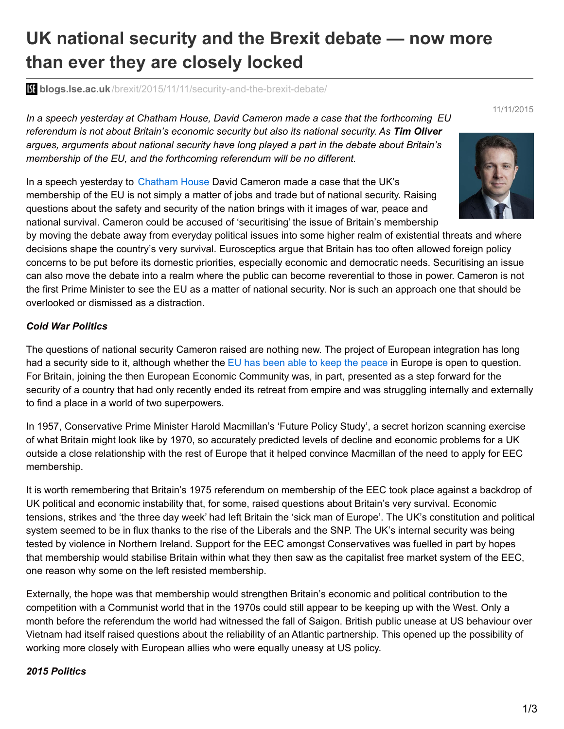# UK national security and the Brexit debate — now more than ever they are closely locked

blogs.lse.ac.uk/brexit/2015/11/11/security-and-the-brexit-debate/

11/11/2015

*In a speech yesterday at Chatham House, David Cameron made a case that the forthcoming EU referendum is not about Britain's economic security but also its national security. As **Tim Oliver** argues, arguments about national security have long played a part in the debate about Britain's membership of the EU, and the forthcoming referendum will be no different.*

In a speech yesterday to Chatham House David Cameron made a case that the UK's membership of the EU is not simply a matter of jobs and trade but of national security. Raising questions about the safety and security of the nation brings with it images of war, peace and national survival. Cameron could be accused of 'securitising' the issue of Britain's membership by moving the debate away from everyday political issues into some higher realm of existential threats and where decisions shape the country's very survival. Eurosceptics argue that Britain has too often allowed foreign policy concerns to be put before its domestic priorities, especially economic and democratic needs. Securitising an issue can also move the debate into a realm where the public can become reverential to those in power. Cameron is not the first Prime Minister to see the EU as a matter of national security. Nor is such an approach one that should be overlooked or dismissed as a distraction.

***Cold War Politics***

The questions of national security Cameron raised are nothing new. The project of European integration has long had a security side to it, although whether the EU has been able to keep the peace in Europe is open to question. For Britain, joining the then European Economic Community was, in part, presented as a step forward for the security of a country that had only recently ended its retreat from empire and was struggling internally and externally to find a place in a world of two superpowers.

In 1957, Conservative Prime Minister Harold Macmillan's 'Future Policy Study', a secret horizon scanning exercise of what Britain might look like by 1970, so accurately predicted levels of decline and economic problems for a UK outside a close relationship with the rest of Europe that it helped convince Macmillan of the need to apply for EEC membership.

It is worth remembering that Britain's 1975 referendum on membership of the EEC took place against a backdrop of UK political and economic instability that, for some, raised questions about Britain's very survival. Economic tensions, strikes and 'the three day week' had left Britain the 'sick man of Europe'. The UK's constitution and political system seemed to be in flux thanks to the rise of the Liberals and the SNP. The UK's internal security was being tested by violence in Northern Ireland. Support for the EEC amongst Conservatives was fuelled in part by hopes that membership would stabilise Britain within what they then saw as the capitalist free market system of the EEC, one reason why some on the left resisted membership.

Externally, the hope was that membership would strengthen Britain's economic and political contribution to the competition with a Communist world that in the 1970s could still appear to be keeping up with the West. Only a month before the referendum the world had witnessed the fall of Saigon. British public unease at US behaviour over Vietnam had itself raised questions about the reliability of an Atlantic partnership. This opened up the possibility of working more closely with European allies who were equally uneasy at US policy.

***2015 Politics***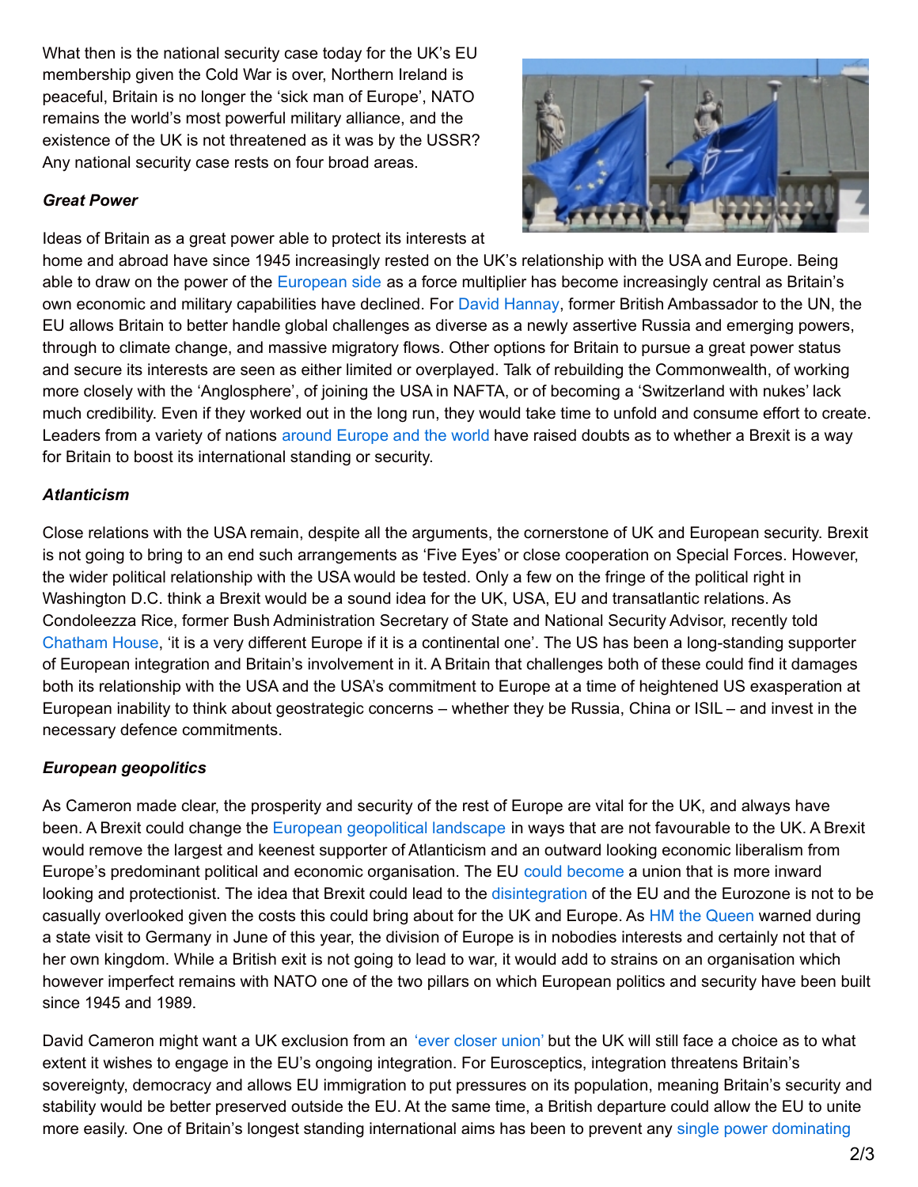What then is the national security case today for the UK's EU membership given the Cold War is over, Northern Ireland is peaceful, Britain is no longer the 'sick man of Europe', NATO remains the world's most powerful military alliance, and the existence of the UK is not threatened as it was by the USSR? Any national security case rests on four broad areas.

***Great Power***

Ideas of Britain as a great power able to protect its interests at home and abroad have since 1945 increasingly rested on the UK's relationship with the USA and Europe. Being able to draw on the power of the European side as a force multiplier has become increasingly central as Britain's own economic and military capabilities have declined. For David Hannay, former British Ambassador to the UN, the EU allows Britain to better handle global challenges as diverse as a newly assertive Russia and emerging powers, through to climate change, and massive migratory flows. Other options for Britain to pursue a great power status and secure its interests are seen as either limited or overplayed. Talk of rebuilding the Commonwealth, of working more closely with the 'Anglosphere', of joining the USA in NAFTA, or of becoming a 'Switzerland with nukes' lack much credibility. Even if they worked out in the long run, they would take time to unfold and consume effort to create. Leaders from a variety of nations around Europe and the world have raised doubts as to whether a Brexit is a way for Britain to boost its international standing or security.

***Atlanticism***

Close relations with the USA remain, despite all the arguments, the cornerstone of UK and European security. Brexit is not going to bring to an end such arrangements as 'Five Eyes' or close cooperation on Special Forces. However, the wider political relationship with the USA would be tested. Only a few on the fringe of the political right in Washington D.C. think a Brexit would be a sound idea for the UK, USA, EU and transatlantic relations. As Condoleezza Rice, former Bush Administration Secretary of State and National Security Advisor, recently told Chatham House, 'it is a very different Europe if it is a continental one'. The US has been a long-standing supporter of European integration and Britain's involvement in it. A Britain that challenges both of these could find it damages both its relationship with the USA and the USA's commitment to Europe at a time of heightened US exasperation at European inability to think about geostrategic concerns – whether they be Russia, China or ISIL – and invest in the necessary defence commitments.

***European geopolitics***

As Cameron made clear, the prosperity and security of the rest of Europe are vital for the UK, and always have been. A Brexit could change the European geopolitical landscape in ways that are not favourable to the UK. A Brexit would remove the largest and keenest supporter of Atlanticism and an outward looking economic liberalism from Europe's predominant political and economic organisation. The EU could become a union that is more inward looking and protectionist. The idea that Brexit could lead to the disintegration of the EU and the Eurozone is not to be casually overlooked given the costs this could bring about for the UK and Europe. As HM the Queen warned during a state visit to Germany in June of this year, the division of Europe is in nobodies interests and certainly not that of her own kingdom. While a British exit is not going to lead to war, it would add to strains on an organisation which however imperfect remains with NATO one of the two pillars on which European politics and security have been built since 1945 and 1989.

David Cameron might want a UK exclusion from an 'ever closer union' but the UK will still face a choice as to what extent it wishes to engage in the EU's ongoing integration. For Eurosceptics, integration threatens Britain's sovereignty, democracy and allows EU immigration to put pressures on its population, meaning Britain's security and stability would be better preserved outside the EU. At the same time, a British departure could allow the EU to unite more easily. One of Britain's longest standing international aims has been to prevent any single power dominating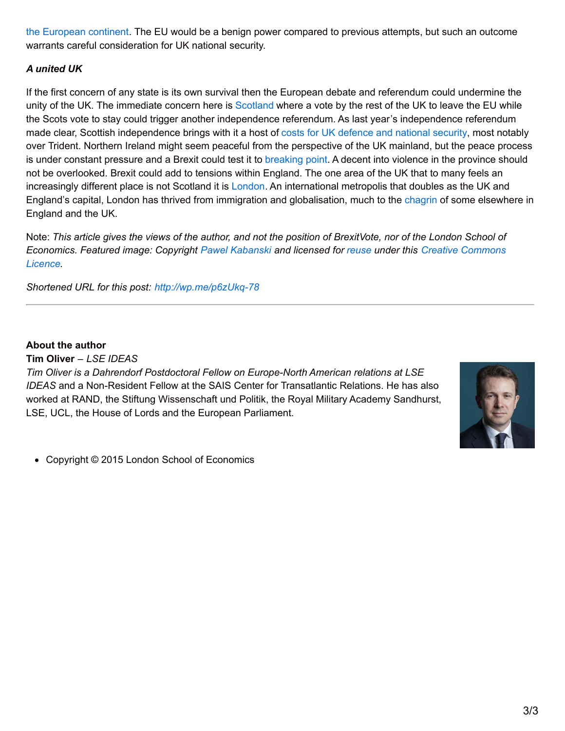the European continent. The EU would be a benign power compared to previous attempts, but such an outcome warrants careful consideration for UK national security.

***A united UK***

If the first concern of any state is its own survival then the European debate and referendum could undermine the unity of the UK. The immediate concern here is Scotland where a vote by the rest of the UK to leave the EU while the Scots vote to stay could trigger another independence referendum. As last year's independence referendum made clear, Scottish independence brings with it a host of costs for UK defence and national security, most notably over Trident. Northern Ireland might seem peaceful from the perspective of the UK mainland, but the peace process is under constant pressure and a Brexit could test it to breaking point. A decent into violence in the province should not be overlooked. Brexit could add to tensions within England. The one area of the UK that to many feels an increasingly different place is not Scotland it is London. An international metropolis that doubles as the UK and England's capital, London has thrived from immigration and globalisation, much to the chagrin of some elsewhere in England and the UK.

Note: *This article gives the views of the author, and not the position of BrexitVote, nor of the London School of Economics. Featured image: Copyright Pawel Kabanski and licensed for reuse under this Creative Commons Licence.*

*Shortened URL for this post: http://wp.me/p6zUkq-78*

---

**About the author**

**Tim Oliver** – *LSE IDEAS*

*Tim Oliver is a Dahrendorf Postdoctoral Fellow on Europe-North American relations at LSE IDEAS* and a Non-Resident Fellow at the SAIS Center for Transatlantic Relations. He has also worked at RAND, the Stiftung Wissenschaft und Politik, the Royal Military Academy Sandhurst, LSE, UCL, the House of Lords and the European Parliament.

- Copyright © 2015 London School of Economics